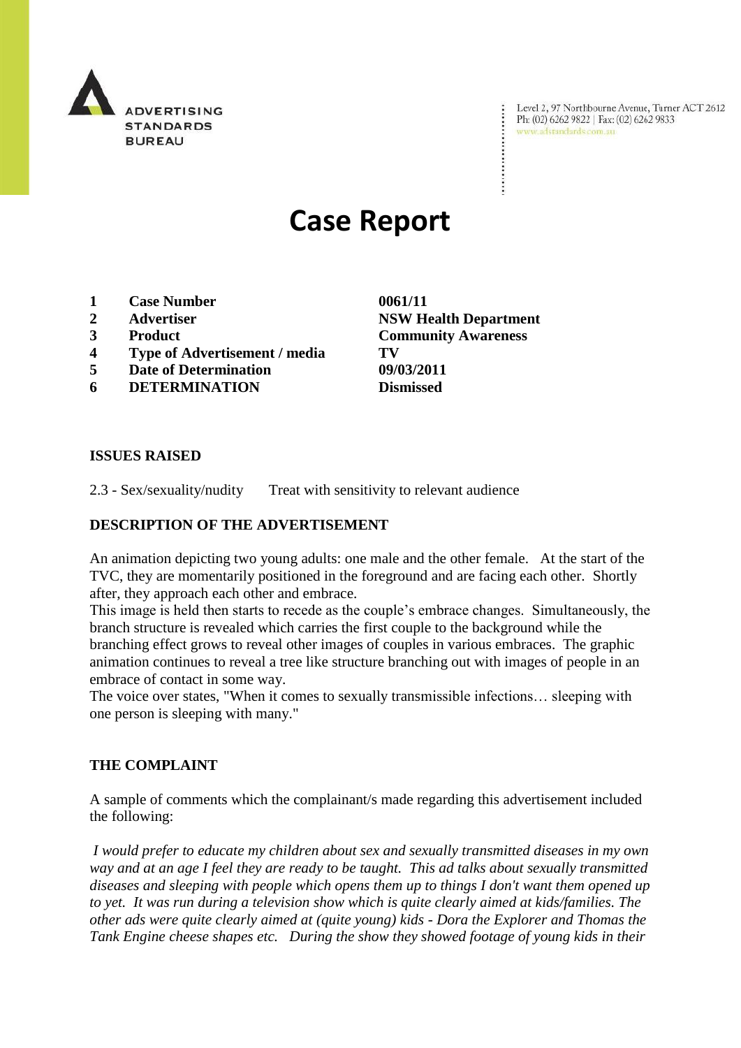ADVERTISING STANDARDS BUREAU

Level 2, 97 Northbourne Avenue, Turner ACT 2612
Ph: (02) 6262 9822 | Fax: (02) 6262 9833
www.adstandards.com.au

# Case Report

| | | |
|---|---|---|
| **1** | **Case Number** | **0061/11** |
| **2** | **Advertiser** | **NSW Health Department** |
| **3** | **Product** | **Community Awareness** |
| **4** | **Type of Advertisement / media** | **TV** |
| **5** | **Date of Determination** | **09/03/2011** |
| **6** | **DETERMINATION** | **Dismissed** |

**ISSUES RAISED**

2.3 - Sex/sexuality/nudity Treat with sensitivity to relevant audience

**DESCRIPTION OF THE ADVERTISEMENT**

An animation depicting two young adults: one male and the other female. At the start of the TVC, they are momentarily positioned in the foreground and are facing each other. Shortly after, they approach each other and embrace.
This image is held then starts to recede as the couple's embrace changes. Simultaneously, the branch structure is revealed which carries the first couple to the background while the branching effect grows to reveal other images of couples in various embraces. The graphic animation continues to reveal a tree like structure branching out with images of people in an embrace of contact in some way.
The voice over states, "When it comes to sexually transmissible infections… sleeping with one person is sleeping with many."

**THE COMPLAINT**

A sample of comments which the complainant/s made regarding this advertisement included the following:

*I would prefer to educate my children about sex and sexually transmitted diseases in my own way and at an age I feel they are ready to be taught. This ad talks about sexually transmitted diseases and sleeping with people which opens them up to things I don't want them opened up to yet. It was run during a television show which is quite clearly aimed at kids/families. The other ads were quite clearly aimed at (quite young) kids - Dora the Explorer and Thomas the Tank Engine cheese shapes etc. During the show they showed footage of young kids in their*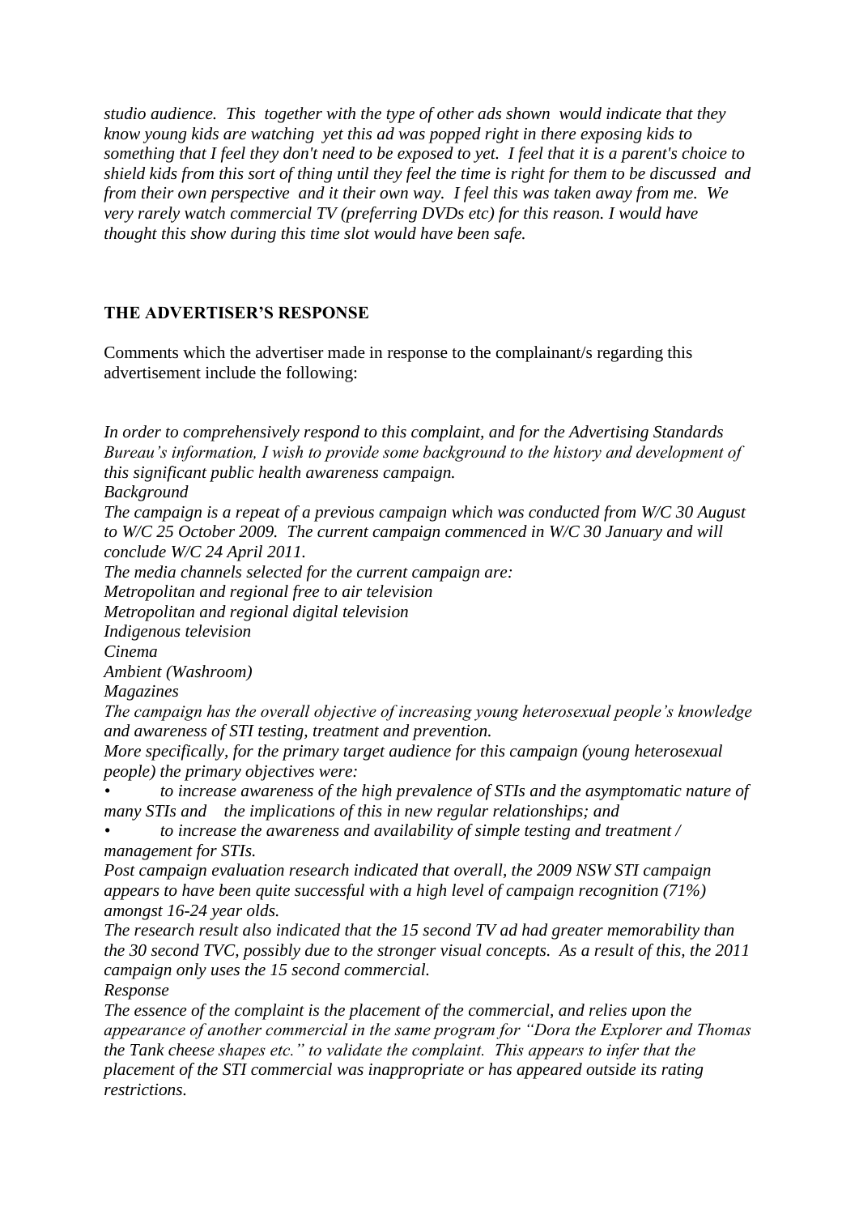*studio audience. This together with the type of other ads shown would indicate that they know young kids are watching yet this ad was popped right in there exposing kids to something that I feel they don't need to be exposed to yet. I feel that it is a parent's choice to shield kids from this sort of thing until they feel the time is right for them to be discussed and from their own perspective and it their own way. I feel this was taken away from me. We very rarely watch commercial TV (preferring DVDs etc) for this reason. I would have thought this show during this time slot would have been safe.*

**THE ADVERTISER'S RESPONSE**

Comments which the advertiser made in response to the complainant/s regarding this advertisement include the following:

*In order to comprehensively respond to this complaint, and for the Advertising Standards Bureau's information, I wish to provide some background to the history and development of this significant public health awareness campaign.*

*Background*

*The campaign is a repeat of a previous campaign which was conducted from W/C 30 August to W/C 25 October 2009. The current campaign commenced in W/C 30 January and will conclude W/C 24 April 2011.*

*The media channels selected for the current campaign are:*

*Metropolitan and regional free to air television*

*Metropolitan and regional digital television*

*Indigenous television*

*Cinema*

*Ambient (Washroom)*

*Magazines*

*The campaign has the overall objective of increasing young heterosexual people's knowledge and awareness of STI testing, treatment and prevention.*

*More specifically, for the primary target audience for this campaign (young heterosexual people) the primary objectives were:*

- *to increase awareness of the high prevalence of STIs and the asymptomatic nature of many STIs and the implications of this in new regular relationships; and*
- *to increase the awareness and availability of simple testing and treatment / management for STIs.*

*Post campaign evaluation research indicated that overall, the 2009 NSW STI campaign appears to have been quite successful with a high level of campaign recognition (71%) amongst 16-24 year olds.*

*The research result also indicated that the 15 second TV ad had greater memorability than the 30 second TVC, possibly due to the stronger visual concepts. As a result of this, the 2011 campaign only uses the 15 second commercial.*

*Response*

*The essence of the complaint is the placement of the commercial, and relies upon the appearance of another commercial in the same program for "Dora the Explorer and Thomas the Tank cheese shapes etc." to validate the complaint. This appears to infer that the placement of the STI commercial was inappropriate or has appeared outside its rating restrictions.*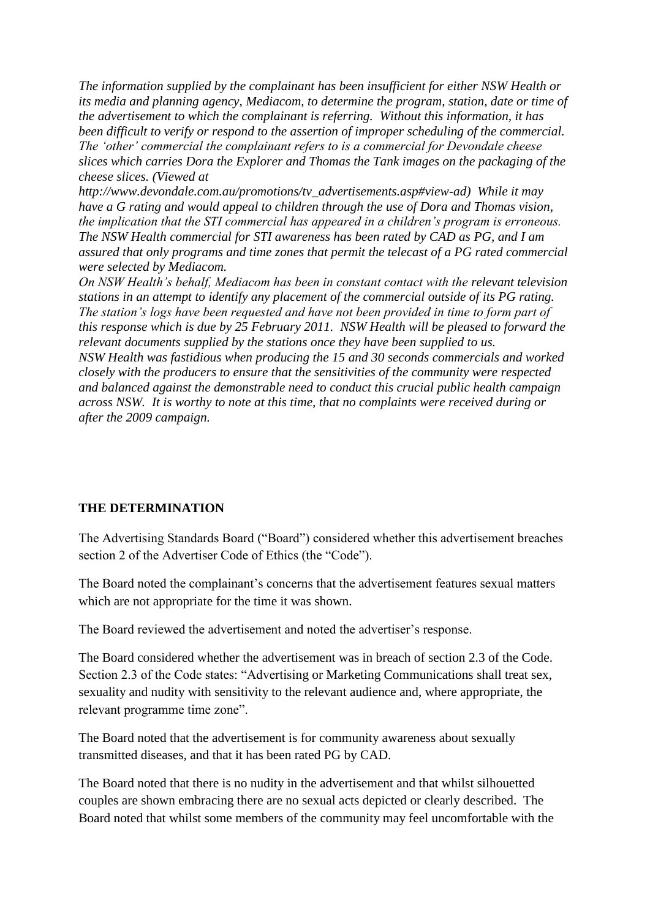*The information supplied by the complainant has been insufficient for either NSW Health or its media and planning agency, Mediacom, to determine the program, station, date or time of the advertisement to which the complainant is referring. Without this information, it has been difficult to verify or respond to the assertion of improper scheduling of the commercial. The 'other' commercial the complainant refers to is a commercial for Devondale cheese slices which carries Dora the Explorer and Thomas the Tank images on the packaging of the cheese slices. (Viewed at http://www.devondale.com.au/promotions/tv_advertisements.asp#view-ad) While it may have a G rating and would appeal to children through the use of Dora and Thomas vision, the implication that the STI commercial has appeared in a children's program is erroneous. The NSW Health commercial for STI awareness has been rated by CAD as PG, and I am assured that only programs and time zones that permit the telecast of a PG rated commercial were selected by Mediacom.*

*On NSW Health's behalf, Mediacom has been in constant contact with the relevant television stations in an attempt to identify any placement of the commercial outside of its PG rating. The station's logs have been requested and have not been provided in time to form part of this response which is due by 25 February 2011. NSW Health will be pleased to forward the relevant documents supplied by the stations once they have been supplied to us.*

*NSW Health was fastidious when producing the 15 and 30 seconds commercials and worked closely with the producers to ensure that the sensitivities of the community were respected and balanced against the demonstrable need to conduct this crucial public health campaign across NSW. It is worthy to note at this time, that no complaints were received during or after the 2009 campaign.*

**THE DETERMINATION**

The Advertising Standards Board ("Board") considered whether this advertisement breaches section 2 of the Advertiser Code of Ethics (the "Code").

The Board noted the complainant's concerns that the advertisement features sexual matters which are not appropriate for the time it was shown.

The Board reviewed the advertisement and noted the advertiser's response.

The Board considered whether the advertisement was in breach of section 2.3 of the Code. Section 2.3 of the Code states: "Advertising or Marketing Communications shall treat sex, sexuality and nudity with sensitivity to the relevant audience and, where appropriate, the relevant programme time zone".

The Board noted that the advertisement is for community awareness about sexually transmitted diseases, and that it has been rated PG by CAD.

The Board noted that there is no nudity in the advertisement and that whilst silhouetted couples are shown embracing there are no sexual acts depicted or clearly described. The Board noted that whilst some members of the community may feel uncomfortable with the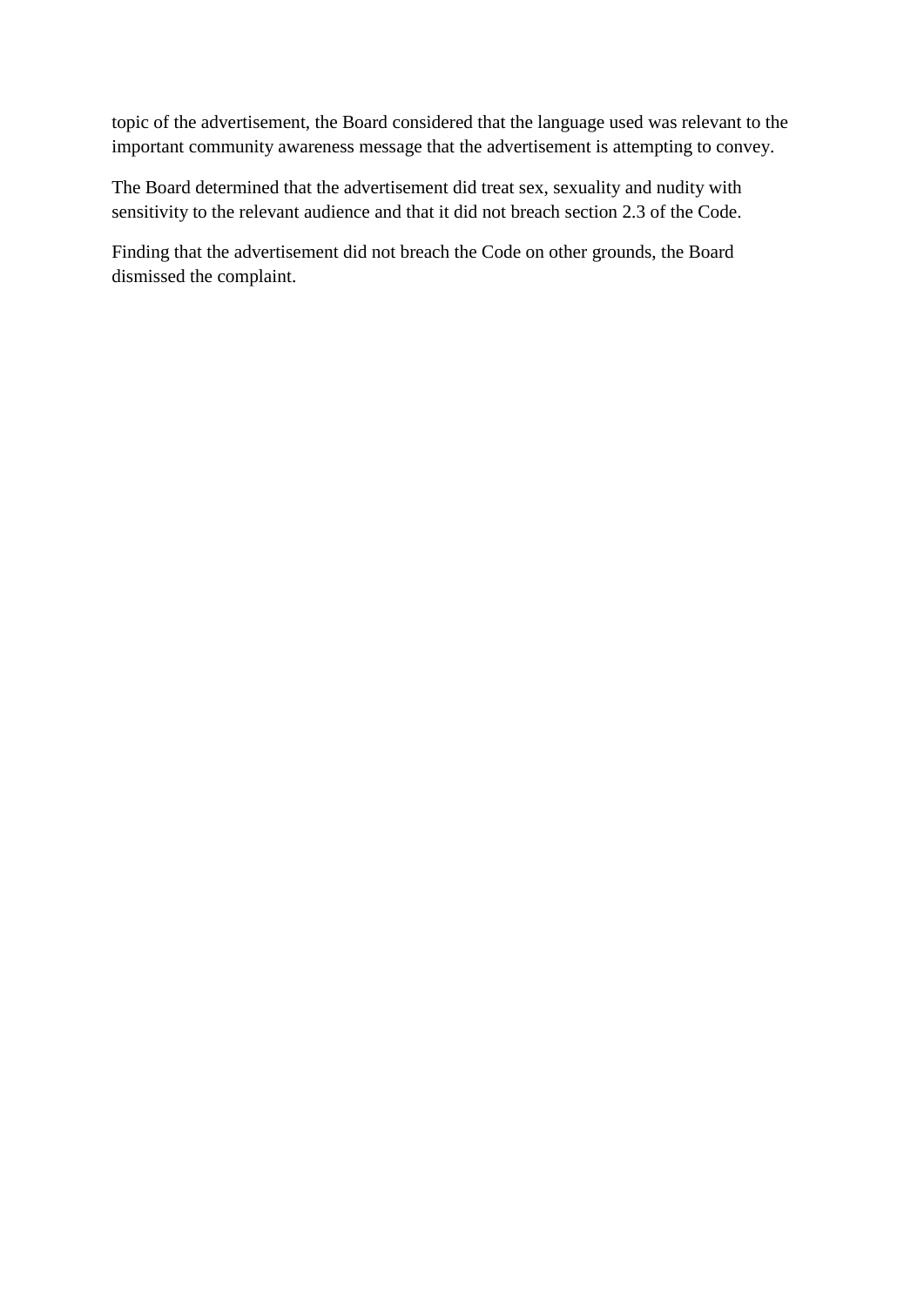topic of the advertisement, the Board considered that the language used was relevant to the important community awareness message that the advertisement is attempting to convey.

The Board determined that the advertisement did treat sex, sexuality and nudity with sensitivity to the relevant audience and that it did not breach section 2.3 of the Code.

Finding that the advertisement did not breach the Code on other grounds, the Board dismissed the complaint.